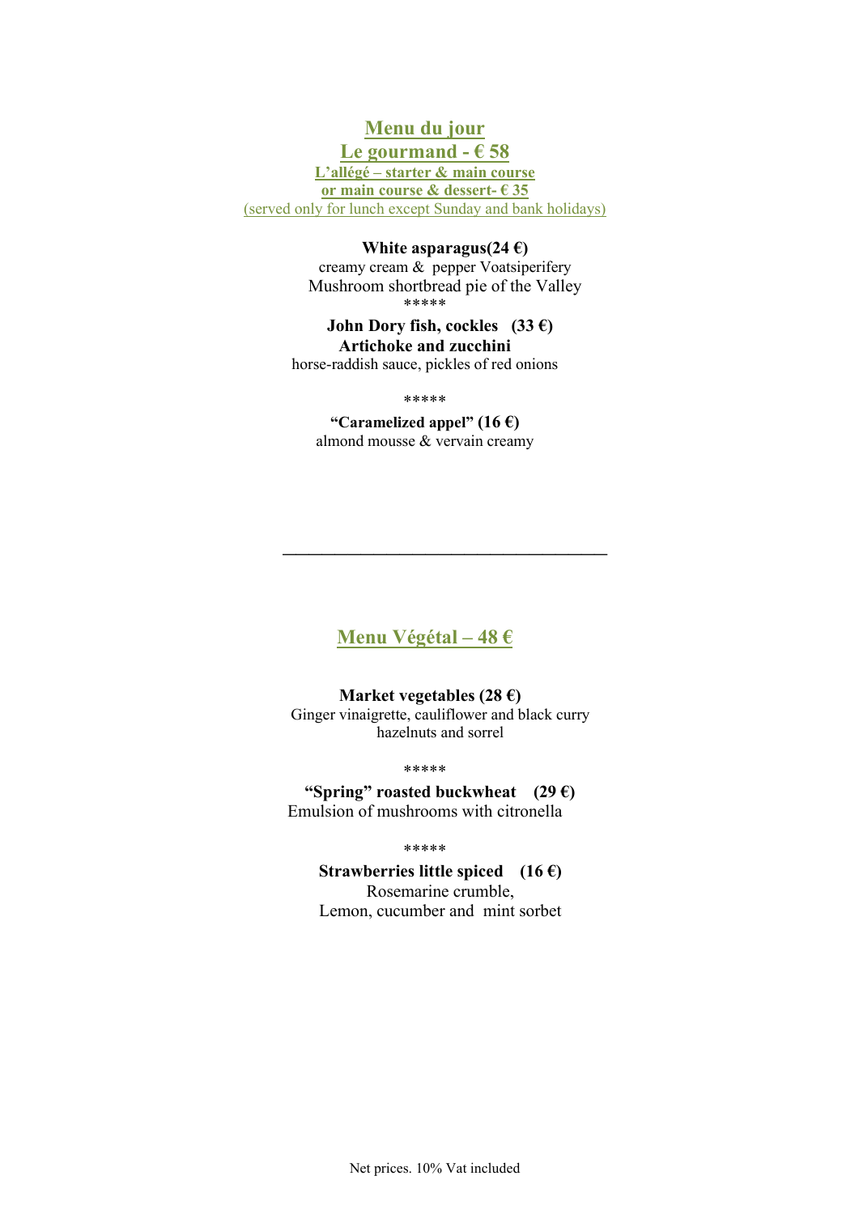# Menu du jour

## Le gourmand - € 58

**L'allégé – starter & main course**
**or main course & dessert- € 35**
(served only for lunch except Sunday and bank holidays)

**White asparagus(24 €)**
creamy cream & pepper Voatsiperifery
Mushroom shortbread pie of the Valley
*****

**John Dory fish, cockles (33 €)**
**Artichoke and zucchini**
horse-raddish sauce, pickles of red onions

*****

**"Caramelized appel" (16 €)**
almond mousse & vervain creamy

---

## Menu Végétal – 48 €

**Market vegetables (28 €)**
Ginger vinaigrette, cauliflower and black curry
hazelnuts and sorrel

*****

**"Spring" roasted buckwheat (29 €)**
Emulsion of mushrooms with citronella

*****

**Strawberries little spiced (16 €)**
Rosemarine crumble,
Lemon, cucumber and mint sorbet

Net prices. 10% Vat included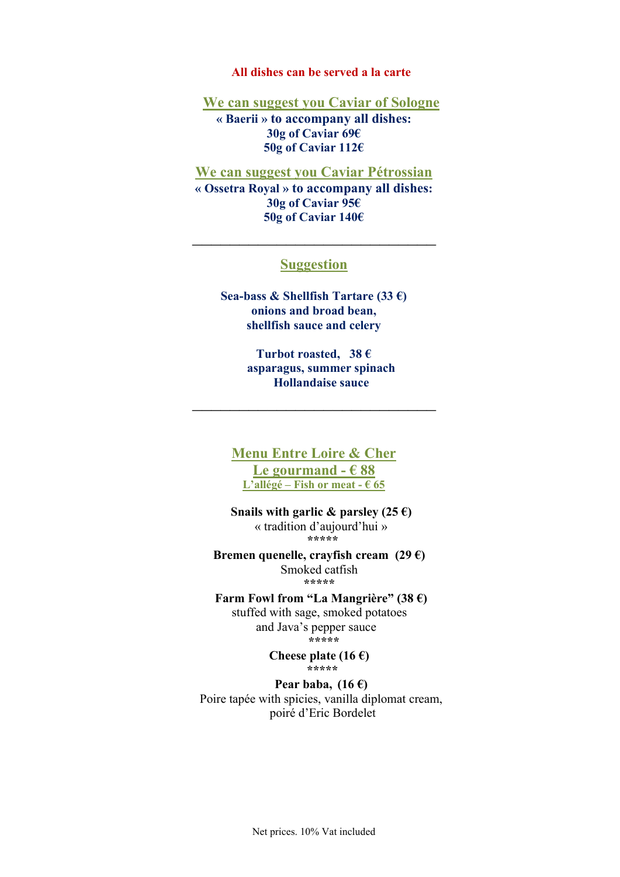**All dishes can be served a la carte**

## We can suggest you Caviar of Sologne

**« Baerii » to accompany all dishes:**
**30g of Caviar 69€**
**50g of Caviar 112€**

## We can suggest you Caviar Pétrossian

**« Ossetra Royal » to accompany all dishes:**
**30g of Caviar 95€**
**50g of Caviar 140€**

---

## Suggestion

**Sea-bass & Shellfish Tartare (33 €)**
**onions and broad bean,**
**shellfish sauce and celery**

**Turbot roasted, 38 €**
**asparagus, summer spinach**
**Hollandaise sauce**

---

## Menu Entre Loire & Cher

## Le gourmand - € 88

### L'allégé – Fish or meat - € 65

**Snails with garlic & parsley (25 €)**
« tradition d'aujourd'hui »
*****

**Bremen quenelle, crayfish cream (29 €)**
Smoked catfish
*****

**Farm Fowl from "La Mangrière" (38 €)**
stuffed with sage, smoked potatoes
and Java's pepper sauce
*****

**Cheese plate (16 €)**
*****

**Pear baba, (16 €)**
Poire tapée with spicies, vanilla diplomat cream,
poiré d'Eric Bordelet

Net prices. 10% Vat included